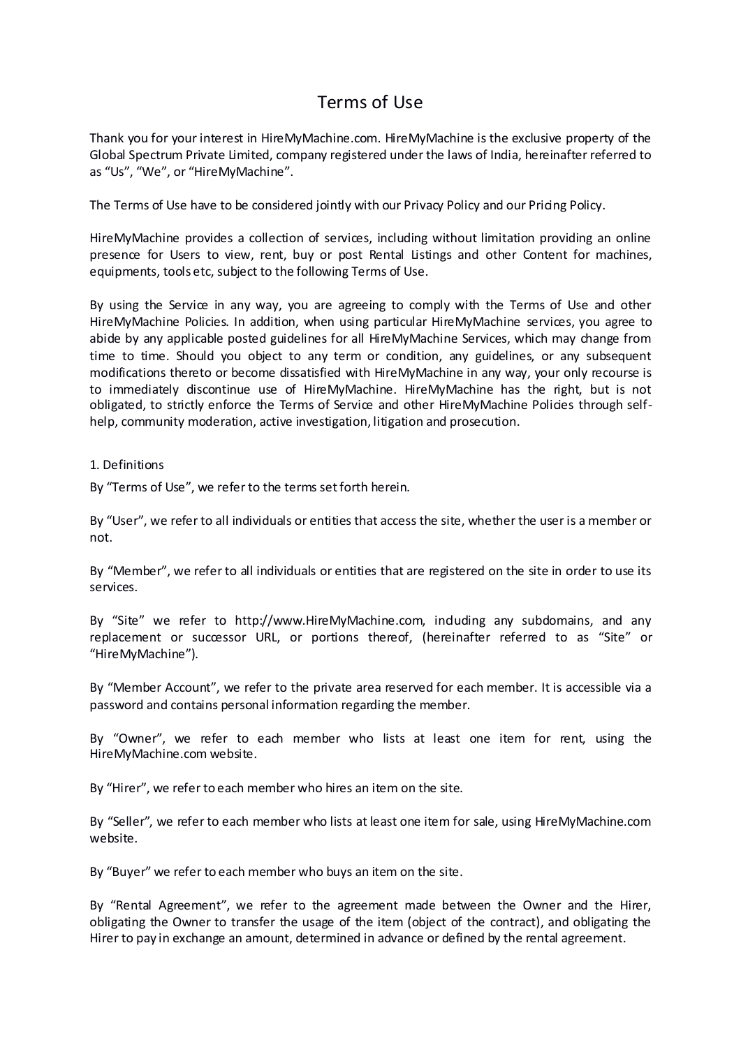# Terms of Use

Thank you for your interest in HireMyMachine.com. HireMyMachine is the exclusive property of the Global Spectrum Private Limited, company registered under the laws of India, hereinafter referred to as "Us", "We", or "HireMyMachine".

The Terms of Use have to be considered jointly with our Privacy Policy and our Pricing Policy.

HireMyMachine provides a collection of services, including without limitation providing an online presence for Users to view, rent, buy or post Rental Listings and other Content for machines, equipments, tools etc, subject to the following Terms of Use.

By using the Service in any way, you are agreeing to comply with the Terms of Use and other HireMyMachine Policies. In addition, when using particular HireMyMachine services, you agree to abide by any applicable posted guidelines for all HireMyMachine Services, which may change from time to time. Should you object to any term or condition, any guidelines, or any subsequent modifications thereto or become dissatisfied with HireMyMachine in any way, your only recourse is to immediately discontinue use of HireMyMachine. HireMyMachine has the right, but is not obligated, to strictly enforce the Terms of Service and other HireMyMachine Policies through self-help, community moderation, active investigation, litigation and prosecution.

## 1. Definitions

By "Terms of Use", we refer to the terms set forth herein.

By "User", we refer to all individuals or entities that access the site, whether the user is a member or not.

By "Member", we refer to all individuals or entities that are registered on the site in order to use its services.

By "Site" we refer to http://www.HireMyMachine.com, including any subdomains, and any replacement or successor URL, or portions thereof, (hereinafter referred to as "Site" or "HireMyMachine").

By "Member Account", we refer to the private area reserved for each member. It is accessible via a password and contains personal information regarding the member.

By "Owner", we refer to each member who lists at least one item for rent, using the HireMyMachine.com website.

By "Hirer", we refer to each member who hires an item on the site.

By "Seller", we refer to each member who lists at least one item for sale, using HireMyMachine.com website.

By "Buyer" we refer to each member who buys an item on the site.

By "Rental Agreement", we refer to the agreement made between the Owner and the Hirer, obligating the Owner to transfer the usage of the item (object of the contract), and obligating the Hirer to pay in exchange an amount, determined in advance or defined by the rental agreement.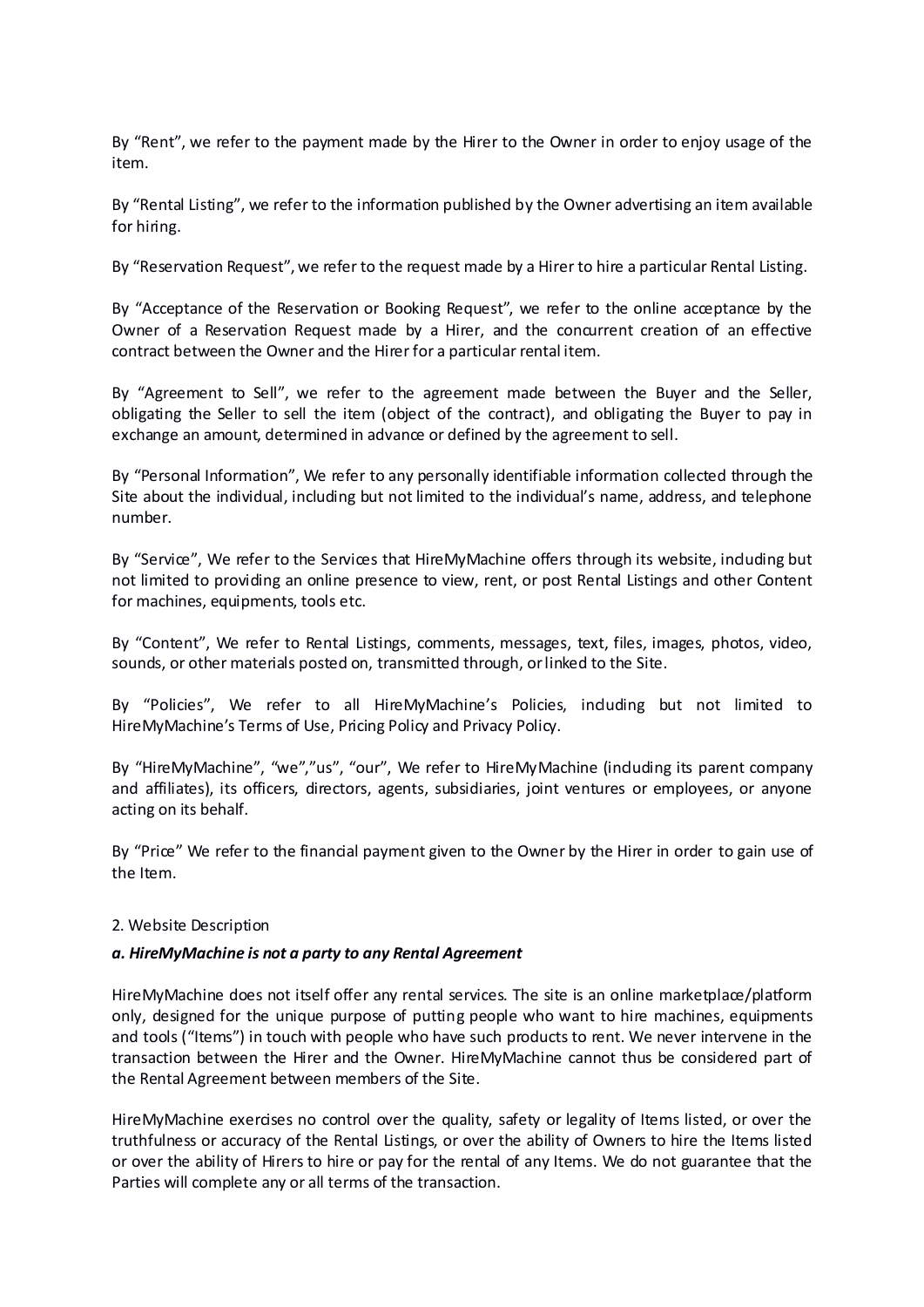By "Rent", we refer to the payment made by the Hirer to the Owner in order to enjoy usage of the item.

By "Rental Listing", we refer to the information published by the Owner advertising an item available for hiring.

By "Reservation Request", we refer to the request made by a Hirer to hire a particular Rental Listing.

By "Acceptance of the Reservation or Booking Request", we refer to the online acceptance by the Owner of a Reservation Request made by a Hirer, and the concurrent creation of an effective contract between the Owner and the Hirer for a particular rental item.

By "Agreement to Sell", we refer to the agreement made between the Buyer and the Seller, obligating the Seller to sell the item (object of the contract), and obligating the Buyer to pay in exchange an amount, determined in advance or defined by the agreement to sell.

By "Personal Information", We refer to any personally identifiable information collected through the Site about the individual, including but not limited to the individual's name, address, and telephone number.

By "Service", We refer to the Services that HireMyMachine offers through its website, including but not limited to providing an online presence to view, rent, or post Rental Listings and other Content for machines, equipments, tools etc.

By "Content", We refer to Rental Listings, comments, messages, text, files, images, photos, video, sounds, or other materials posted on, transmitted through, or linked to the Site.

By "Policies", We refer to all HireMyMachine's Policies, including but not limited to HireMyMachine's Terms of Use, Pricing Policy and Privacy Policy.

By "HireMyMachine", "we","us", "our", We refer to HireMyMachine (including its parent company and affiliates), its officers, directors, agents, subsidiaries, joint ventures or employees, or anyone acting on its behalf.

By "Price" We refer to the financial payment given to the Owner by the Hirer in order to gain use of the Item.

2. Website Description

***a. HireMyMachine is not a party to any Rental Agreement***

HireMyMachine does not itself offer any rental services. The site is an online marketplace/platform only, designed for the unique purpose of putting people who want to hire machines, equipments and tools ("Items") in touch with people who have such products to rent. We never intervene in the transaction between the Hirer and the Owner. HireMyMachine cannot thus be considered part of the Rental Agreement between members of the Site.

HireMyMachine exercises no control over the quality, safety or legality of Items listed, or over the truthfulness or accuracy of the Rental Listings, or over the ability of Owners to hire the Items listed or over the ability of Hirers to hire or pay for the rental of any Items. We do not guarantee that the Parties will complete any or all terms of the transaction.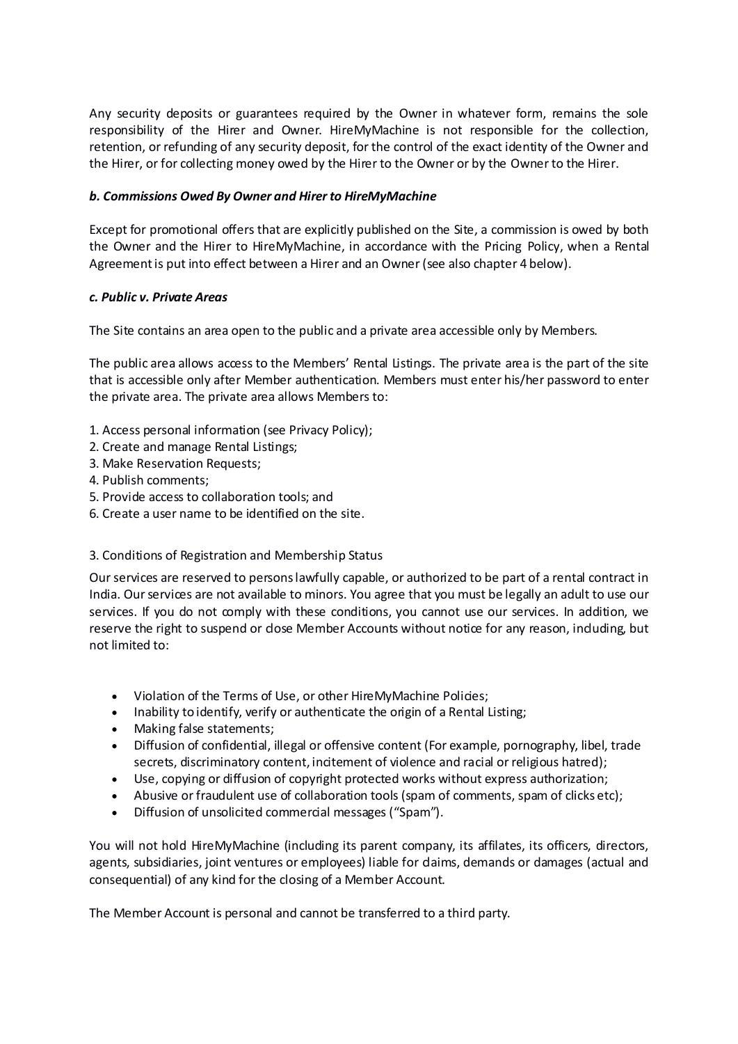Any security deposits or guarantees required by the Owner in whatever form, remains the sole responsibility of the Hirer and Owner. HireMyMachine is not responsible for the collection, retention, or refunding of any security deposit, for the control of the exact identity of the Owner and the Hirer, or for collecting money owed by the Hirer to the Owner or by the Owner to the Hirer.

***b. Commissions Owed By Owner and Hirer to HireMyMachine***

Except for promotional offers that are explicitly published on the Site, a commission is owed by both the Owner and the Hirer to HireMyMachine, in accordance with the Pricing Policy, when a Rental Agreement is put into effect between a Hirer and an Owner (see also chapter 4 below).

***c. Public v. Private Areas***

The Site contains an area open to the public and a private area accessible only by Members.

The public area allows access to the Members' Rental Listings. The private area is the part of the site that is accessible only after Member authentication. Members must enter his/her password to enter the private area. The private area allows Members to:

1. Access personal information (see Privacy Policy);
2. Create and manage Rental Listings;
3. Make Reservation Requests;
4. Publish comments;
5. Provide access to collaboration tools; and
6. Create a user name to be identified on the site.

3. Conditions of Registration and Membership Status

Our services are reserved to persons lawfully capable, or authorized to be part of a rental contract in India. Our services are not available to minors. You agree that you must be legally an adult to use our services. If you do not comply with these conditions, you cannot use our services. In addition, we reserve the right to suspend or close Member Accounts without notice for any reason, including, but not limited to:

- Violation of the Terms of Use, or other HireMyMachine Policies;
- Inability to identify, verify or authenticate the origin of a Rental Listing;
- Making false statements;
- Diffusion of confidential, illegal or offensive content (For example, pornography, libel, trade secrets, discriminatory content, incitement of violence and racial or religious hatred);
- Use, copying or diffusion of copyright protected works without express authorization;
- Abusive or fraudulent use of collaboration tools (spam of comments, spam of clicks etc);
- Diffusion of unsolicited commercial messages ("Spam").

You will not hold HireMyMachine (including its parent company, its affilates, its officers, directors, agents, subsidiaries, joint ventures or employees) liable for claims, demands or damages (actual and consequential) of any kind for the closing of a Member Account.

The Member Account is personal and cannot be transferred to a third party.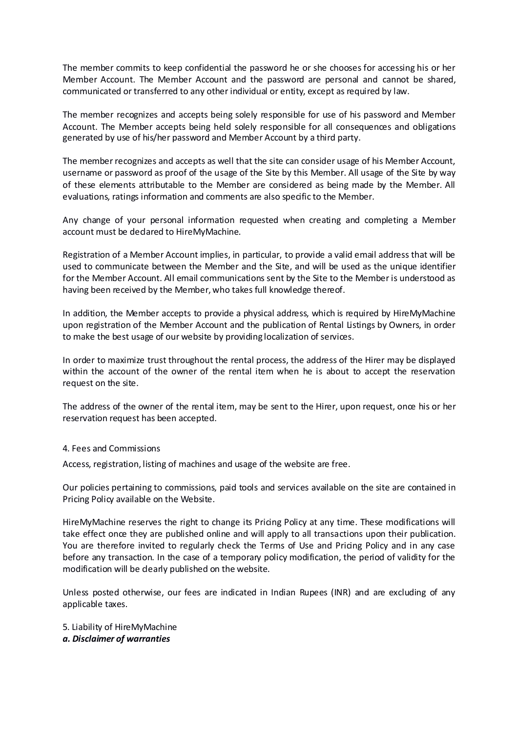The member commits to keep confidential the password he or she chooses for accessing his or her Member Account. The Member Account and the password are personal and cannot be shared, communicated or transferred to any other individual or entity, except as required by law.

The member recognizes and accepts being solely responsible for use of his password and Member Account. The Member accepts being held solely responsible for all consequences and obligations generated by use of his/her password and Member Account by a third party.

The member recognizes and accepts as well that the site can consider usage of his Member Account, username or password as proof of the usage of the Site by this Member. All usage of the Site by way of these elements attributable to the Member are considered as being made by the Member. All evaluations, ratings information and comments are also specific to the Member.

Any change of your personal information requested when creating and completing a Member account must be declared to HireMyMachine.

Registration of a Member Account implies, in particular, to provide a valid email address that will be used to communicate between the Member and the Site, and will be used as the unique identifier for the Member Account. All email communications sent by the Site to the Member is understood as having been received by the Member, who takes full knowledge thereof.

In addition, the Member accepts to provide a physical address, which is required by HireMyMachine upon registration of the Member Account and the publication of Rental Listings by Owners, in order to make the best usage of our website by providing localization of services.

In order to maximize trust throughout the rental process, the address of the Hirer may be displayed within the account of the owner of the rental item when he is about to accept the reservation request on the site.

The address of the owner of the rental item, may be sent to the Hirer, upon request, once his or her reservation request has been accepted.

4. Fees and Commissions

Access, registration, listing of machines and usage of the website are free.

Our policies pertaining to commissions, paid tools and services available on the site are contained in Pricing Policy available on the Website.

HireMyMachine reserves the right to change its Pricing Policy at any time. These modifications will take effect once they are published online and will apply to all transactions upon their publication. You are therefore invited to regularly check the Terms of Use and Pricing Policy and in any case before any transaction. In the case of a temporary policy modification, the period of validity for the modification will be clearly published on the website.

Unless posted otherwise, our fees are indicated in Indian Rupees (INR) and are excluding of any applicable taxes.

5. Liability of HireMyMachine

***a. Disclaimer of warranties***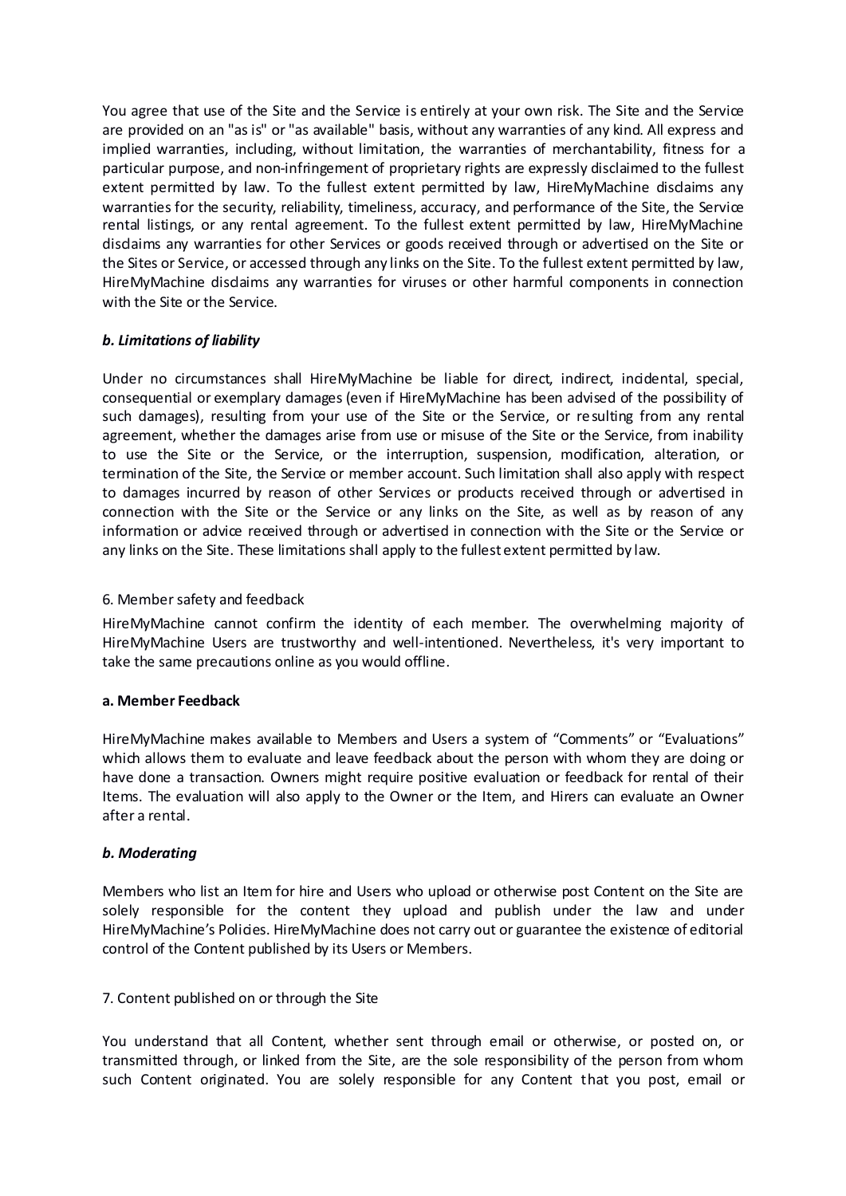You agree that use of the Site and the Service is entirely at your own risk. The Site and the Service are provided on an "as is" or "as available" basis, without any warranties of any kind. All express and implied warranties, including, without limitation, the warranties of merchantability, fitness for a particular purpose, and non-infringement of proprietary rights are expressly disclaimed to the fullest extent permitted by law. To the fullest extent permitted by law, HireMyMachine disclaims any warranties for the security, reliability, timeliness, accuracy, and performance of the Site, the Service rental listings, or any rental agreement. To the fullest extent permitted by law, HireMyMachine disclaims any warranties for other Services or goods received through or advertised on the Site or the Sites or Service, or accessed through any links on the Site. To the fullest extent permitted by law, HireMyMachine disclaims any warranties for viruses or other harmful components in connection with the Site or the Service.

***b. Limitations of liability***

Under no circumstances shall HireMyMachine be liable for direct, indirect, incidental, special, consequential or exemplary damages (even if HireMyMachine has been advised of the possibility of such damages), resulting from your use of the Site or the Service, or resulting from any rental agreement, whether the damages arise from use or misuse of the Site or the Service, from inability to use the Site or the Service, or the interruption, suspension, modification, alteration, or termination of the Site, the Service or member account. Such limitation shall also apply with respect to damages incurred by reason of other Services or products received through or advertised in connection with the Site or the Service or any links on the Site, as well as by reason of any information or advice received through or advertised in connection with the Site or the Service or any links on the Site. These limitations shall apply to the fullest extent permitted by law.

6. Member safety and feedback

HireMyMachine cannot confirm the identity of each member. The overwhelming majority of HireMyMachine Users are trustworthy and well-intentioned. Nevertheless, it's very important to take the same precautions online as you would offline.

**a. Member Feedback**

HireMyMachine makes available to Members and Users a system of "Comments" or "Evaluations" which allows them to evaluate and leave feedback about the person with whom they are doing or have done a transaction. Owners might require positive evaluation or feedback for rental of their Items. The evaluation will also apply to the Owner or the Item, and Hirers can evaluate an Owner after a rental.

***b. Moderating***

Members who list an Item for hire and Users who upload or otherwise post Content on the Site are solely responsible for the content they upload and publish under the law and under HireMyMachine's Policies. HireMyMachine does not carry out or guarantee the existence of editorial control of the Content published by its Users or Members.

7. Content published on or through the Site

You understand that all Content, whether sent through email or otherwise, or posted on, or transmitted through, or linked from the Site, are the sole responsibility of the person from whom such Content originated. You are solely responsible for any Content that you post, email or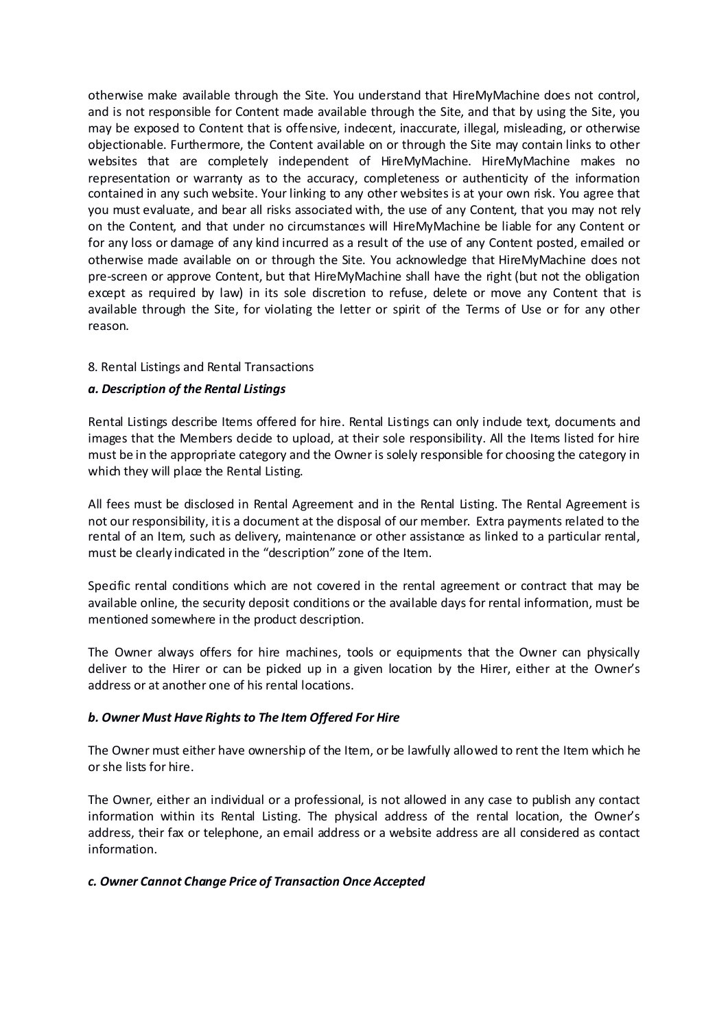otherwise make available through the Site. You understand that HireMyMachine does not control, and is not responsible for Content made available through the Site, and that by using the Site, you may be exposed to Content that is offensive, indecent, inaccurate, illegal, misleading, or otherwise objectionable. Furthermore, the Content available on or through the Site may contain links to other websites that are completely independent of HireMyMachine. HireMyMachine makes no representation or warranty as to the accuracy, completeness or authenticity of the information contained in any such website. Your linking to any other websites is at your own risk. You agree that you must evaluate, and bear all risks associated with, the use of any Content, that you may not rely on the Content, and that under no circumstances will HireMyMachine be liable for any Content or for any loss or damage of any kind incurred as a result of the use of any Content posted, emailed or otherwise made available on or through the Site. You acknowledge that HireMyMachine does not pre-screen or approve Content, but that HireMyMachine shall have the right (but not the obligation except as required by law) in its sole discretion to refuse, delete or move any Content that is available through the Site, for violating the letter or spirit of the Terms of Use or for any other reason.

8. Rental Listings and Rental Transactions

***a. Description of the Rental Listings***

Rental Listings describe Items offered for hire. Rental Listings can only include text, documents and images that the Members decide to upload, at their sole responsibility. All the Items listed for hire must be in the appropriate category and the Owner is solely responsible for choosing the category in which they will place the Rental Listing.

All fees must be disclosed in Rental Agreement and in the Rental Listing. The Rental Agreement is not our responsibility, it is a document at the disposal of our member. Extra payments related to the rental of an Item, such as delivery, maintenance or other assistance as linked to a particular rental, must be clearly indicated in the "description" zone of the Item.

Specific rental conditions which are not covered in the rental agreement or contract that may be available online, the security deposit conditions or the available days for rental information, must be mentioned somewhere in the product description.

The Owner always offers for hire machines, tools or equipments that the Owner can physically deliver to the Hirer or can be picked up in a given location by the Hirer, either at the Owner's address or at another one of his rental locations.

***b. Owner Must Have Rights to The Item Offered For Hire***

The Owner must either have ownership of the Item, or be lawfully allowed to rent the Item which he or she lists for hire.

The Owner, either an individual or a professional, is not allowed in any case to publish any contact information within its Rental Listing. The physical address of the rental location, the Owner's address, their fax or telephone, an email address or a website address are all considered as contact information.

***c. Owner Cannot Change Price of Transaction Once Accepted***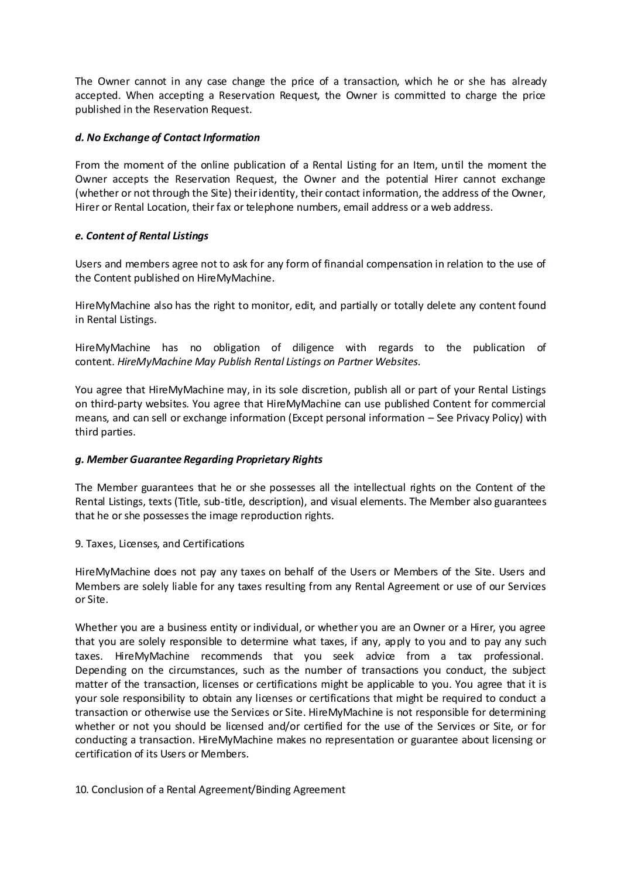The Owner cannot in any case change the price of a transaction, which he or she has already accepted. When accepting a Reservation Request, the Owner is committed to charge the price published in the Reservation Request.

#### *d. No Exchange of Contact Information*

From the moment of the online publication of a Rental Listing for an Item, until the moment the Owner accepts the Reservation Request, the Owner and the potential Hirer cannot exchange (whether or not through the Site) their identity, their contact information, the address of the Owner, Hirer or Rental Location, their fax or telephone numbers, email address or a web address.

#### *e. Content of Rental Listings*

Users and members agree not to ask for any form of financial compensation in relation to the use of the Content published on HireMyMachine.

HireMyMachine also has the right to monitor, edit, and partially or totally delete any content found in Rental Listings.

HireMyMachine has no obligation of diligence with regards to the publication of content. *HireMyMachine May Publish Rental Listings on Partner Websites.*

You agree that HireMyMachine may, in its sole discretion, publish all or part of your Rental Listings on third-party websites. You agree that HireMyMachine can use published Content for commercial means, and can sell or exchange information (Except personal information – See Privacy Policy) with third parties.

#### *g. Member Guarantee Regarding Proprietary Rights*

The Member guarantees that he or she possesses all the intellectual rights on the Content of the Rental Listings, texts (Title, sub-title, description), and visual elements. The Member also guarantees that he or she possesses the image reproduction rights.

9. Taxes, Licenses, and Certifications

HireMyMachine does not pay any taxes on behalf of the Users or Members of the Site. Users and Members are solely liable for any taxes resulting from any Rental Agreement or use of our Services or Site.

Whether you are a business entity or individual, or whether you are an Owner or a Hirer, you agree that you are solely responsible to determine what taxes, if any, apply to you and to pay any such taxes. HireMyMachine recommends that you seek advice from a tax professional. Depending on the circumstances, such as the number of transactions you conduct, the subject matter of the transaction, licenses or certifications might be applicable to you. You agree that it is your sole responsibility to obtain any licenses or certifications that might be required to conduct a transaction or otherwise use the Services or Site. HireMyMachine is not responsible for determining whether or not you should be licensed and/or certified for the use of the Services or Site, or for conducting a transaction. HireMyMachine makes no representation or guarantee about licensing or certification of its Users or Members.

10. Conclusion of a Rental Agreement/Binding Agreement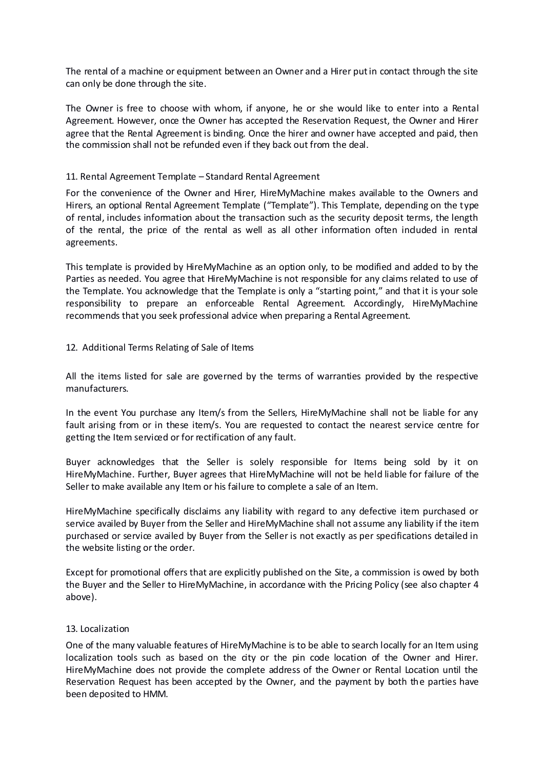The rental of a machine or equipment between an Owner and a Hirer put in contact through the site can only be done through the site.

The Owner is free to choose with whom, if anyone, he or she would like to enter into a Rental Agreement. However, once the Owner has accepted the Reservation Request, the Owner and Hirer agree that the Rental Agreement is binding. Once the hirer and owner have accepted and paid, then the commission shall not be refunded even if they back out from the deal.

## 11. Rental Agreement Template – Standard Rental Agreement

For the convenience of the Owner and Hirer, HireMyMachine makes available to the Owners and Hirers, an optional Rental Agreement Template ("Template"). This Template, depending on the type of rental, includes information about the transaction such as the security deposit terms, the length of the rental, the price of the rental as well as all other information often included in rental agreements.

This template is provided by HireMyMachine as an option only, to be modified and added to by the Parties as needed. You agree that HireMyMachine is not responsible for any claims related to use of the Template. You acknowledge that the Template is only a "starting point," and that it is your sole responsibility to prepare an enforceable Rental Agreement. Accordingly, HireMyMachine recommends that you seek professional advice when preparing a Rental Agreement.

## 12. Additional Terms Relating of Sale of Items

All the items listed for sale are governed by the terms of warranties provided by the respective manufacturers.

In the event You purchase any Item/s from the Sellers, HireMyMachine shall not be liable for any fault arising from or in these item/s. You are requested to contact the nearest service centre for getting the Item serviced or for rectification of any fault.

Buyer acknowledges that the Seller is solely responsible for Items being sold by it on HireMyMachine. Further, Buyer agrees that HireMyMachine will not be held liable for failure of the Seller to make available any Item or his failure to complete a sale of an Item.

HireMyMachine specifically disclaims any liability with regard to any defective item purchased or service availed by Buyer from the Seller and HireMyMachine shall not assume any liability if the item purchased or service availed by Buyer from the Seller is not exactly as per specifications detailed in the website listing or the order.

Except for promotional offers that are explicitly published on the Site, a commission is owed by both the Buyer and the Seller to HireMyMachine, in accordance with the Pricing Policy (see also chapter 4 above).

## 13. Localization

One of the many valuable features of HireMyMachine is to be able to search locally for an Item using localization tools such as based on the city or the pin code location of the Owner and Hirer. HireMyMachine does not provide the complete address of the Owner or Rental Location until the Reservation Request has been accepted by the Owner, and the payment by both the parties have been deposited to HMM.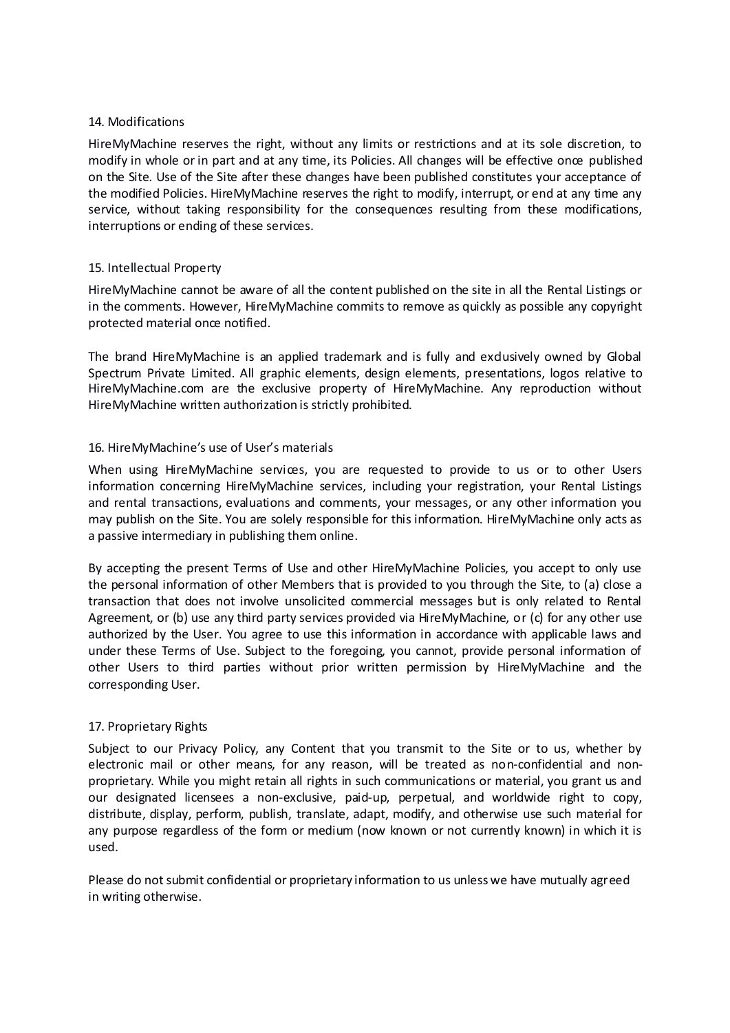## 14. Modifications

HireMyMachine reserves the right, without any limits or restrictions and at its sole discretion, to modify in whole or in part and at any time, its Policies. All changes will be effective once published on the Site. Use of the Site after these changes have been published constitutes your acceptance of the modified Policies. HireMyMachine reserves the right to modify, interrupt, or end at any time any service, without taking responsibility for the consequences resulting from these modifications, interruptions or ending of these services.

## 15. Intellectual Property

HireMyMachine cannot be aware of all the content published on the site in all the Rental Listings or in the comments. However, HireMyMachine commits to remove as quickly as possible any copyright protected material once notified.

The brand HireMyMachine is an applied trademark and is fully and exclusively owned by Global Spectrum Private Limited. All graphic elements, design elements, presentations, logos relative to HireMyMachine.com are the exclusive property of HireMyMachine. Any reproduction without HireMyMachine written authorization is strictly prohibited.

## 16. HireMyMachine's use of User's materials

When using HireMyMachine services, you are requested to provide to us or to other Users information concerning HireMyMachine services, including your registration, your Rental Listings and rental transactions, evaluations and comments, your messages, or any other information you may publish on the Site. You are solely responsible for this information. HireMyMachine only acts as a passive intermediary in publishing them online.

By accepting the present Terms of Use and other HireMyMachine Policies, you accept to only use the personal information of other Members that is provided to you through the Site, to (a) close a transaction that does not involve unsolicited commercial messages but is only related to Rental Agreement, or (b) use any third party services provided via HireMyMachine, or (c) for any other use authorized by the User. You agree to use this information in accordance with applicable laws and under these Terms of Use. Subject to the foregoing, you cannot, provide personal information of other Users to third parties without prior written permission by HireMyMachine and the corresponding User.

## 17. Proprietary Rights

Subject to our Privacy Policy, any Content that you transmit to the Site or to us, whether by electronic mail or other means, for any reason, will be treated as non-confidential and non-proprietary. While you might retain all rights in such communications or material, you grant us and our designated licensees a non-exclusive, paid-up, perpetual, and worldwide right to copy, distribute, display, perform, publish, translate, adapt, modify, and otherwise use such material for any purpose regardless of the form or medium (now known or not currently known) in which it is used.

Please do not submit confidential or proprietary information to us unless we have mutually agreed in writing otherwise.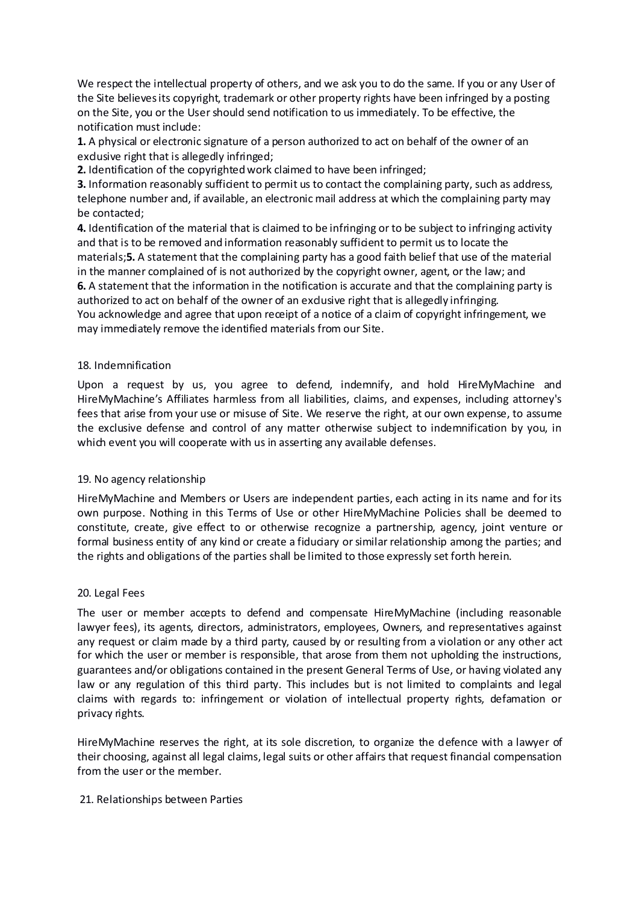We respect the intellectual property of others, and we ask you to do the same. If you or any User of the Site believes its copyright, trademark or other property rights have been infringed by a posting on the Site, you or the User should send notification to us immediately. To be effective, the notification must include:

**1.** A physical or electronic signature of a person authorized to act on behalf of the owner of an exclusive right that is allegedly infringed;

**2.** Identification of the copyrighted work claimed to have been infringed;

**3.** Information reasonably sufficient to permit us to contact the complaining party, such as address, telephone number and, if available, an electronic mail address at which the complaining party may be contacted;

**4.** Identification of the material that is claimed to be infringing or to be subject to infringing activity and that is to be removed and information reasonably sufficient to permit us to locate the materials;**5.** A statement that the complaining party has a good faith belief that use of the material in the manner complained of is not authorized by the copyright owner, agent, or the law; and

**6.** A statement that the information in the notification is accurate and that the complaining party is authorized to act on behalf of the owner of an exclusive right that is allegedly infringing.

You acknowledge and agree that upon receipt of a notice of a claim of copyright infringement, we may immediately remove the identified materials from our Site.

## 18. Indemnification

Upon a request by us, you agree to defend, indemnify, and hold HireMyMachine and HireMyMachine's Affiliates harmless from all liabilities, claims, and expenses, including attorney's fees that arise from your use or misuse of Site. We reserve the right, at our own expense, to assume the exclusive defense and control of any matter otherwise subject to indemnification by you, in which event you will cooperate with us in asserting any available defenses.

## 19. No agency relationship

HireMyMachine and Members or Users are independent parties, each acting in its name and for its own purpose. Nothing in this Terms of Use or other HireMyMachine Policies shall be deemed to constitute, create, give effect to or otherwise recognize a partnership, agency, joint venture or formal business entity of any kind or create a fiduciary or similar relationship among the parties; and the rights and obligations of the parties shall be limited to those expressly set forth herein.

## 20. Legal Fees

The user or member accepts to defend and compensate HireMyMachine (including reasonable lawyer fees), its agents, directors, administrators, employees, Owners, and representatives against any request or claim made by a third party, caused by or resulting from a violation or any other act for which the user or member is responsible, that arose from them not upholding the instructions, guarantees and/or obligations contained in the present General Terms of Use, or having violated any law or any regulation of this third party. This includes but is not limited to complaints and legal claims with regards to: infringement or violation of intellectual property rights, defamation or privacy rights.

HireMyMachine reserves the right, at its sole discretion, to organize the defence with a lawyer of their choosing, against all legal claims, legal suits or other affairs that request financial compensation from the user or the member.

## 21. Relationships between Parties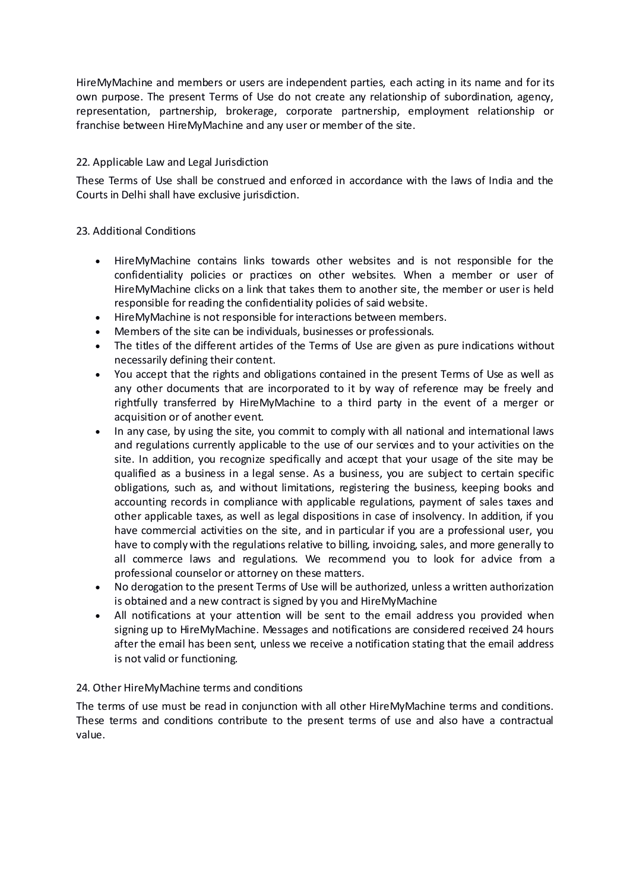HireMyMachine and members or users are independent parties, each acting in its name and for its own purpose. The present Terms of Use do not create any relationship of subordination, agency, representation, partnership, brokerage, corporate partnership, employment relationship or franchise between HireMyMachine and any user or member of the site.

## 22. Applicable Law and Legal Jurisdiction

These Terms of Use shall be construed and enforced in accordance with the laws of India and the Courts in Delhi shall have exclusive jurisdiction.

## 23. Additional Conditions

- HireMyMachine contains links towards other websites and is not responsible for the confidentiality policies or practices on other websites. When a member or user of HireMyMachine clicks on a link that takes them to another site, the member or user is held responsible for reading the confidentiality policies of said website.
- HireMyMachine is not responsible for interactions between members.
- Members of the site can be individuals, businesses or professionals.
- The titles of the different articles of the Terms of Use are given as pure indications without necessarily defining their content.
- You accept that the rights and obligations contained in the present Terms of Use as well as any other documents that are incorporated to it by way of reference may be freely and rightfully transferred by HireMyMachine to a third party in the event of a merger or acquisition or of another event.
- In any case, by using the site, you commit to comply with all national and international laws and regulations currently applicable to the use of our services and to your activities on the site. In addition, you recognize specifically and accept that your usage of the site may be qualified as a business in a legal sense. As a business, you are subject to certain specific obligations, such as, and without limitations, registering the business, keeping books and accounting records in compliance with applicable regulations, payment of sales taxes and other applicable taxes, as well as legal dispositions in case of insolvency. In addition, if you have commercial activities on the site, and in particular if you are a professional user, you have to comply with the regulations relative to billing, invoicing, sales, and more generally to all commerce laws and regulations. We recommend you to look for advice from a professional counselor or attorney on these matters.
- No derogation to the present Terms of Use will be authorized, unless a written authorization is obtained and a new contract is signed by you and HireMyMachine
- All notifications at your attention will be sent to the email address you provided when signing up to HireMyMachine. Messages and notifications are considered received 24 hours after the email has been sent, unless we receive a notification stating that the email address is not valid or functioning.

## 24. Other HireMyMachine terms and conditions

The terms of use must be read in conjunction with all other HireMyMachine terms and conditions. These terms and conditions contribute to the present terms of use and also have a contractual value.